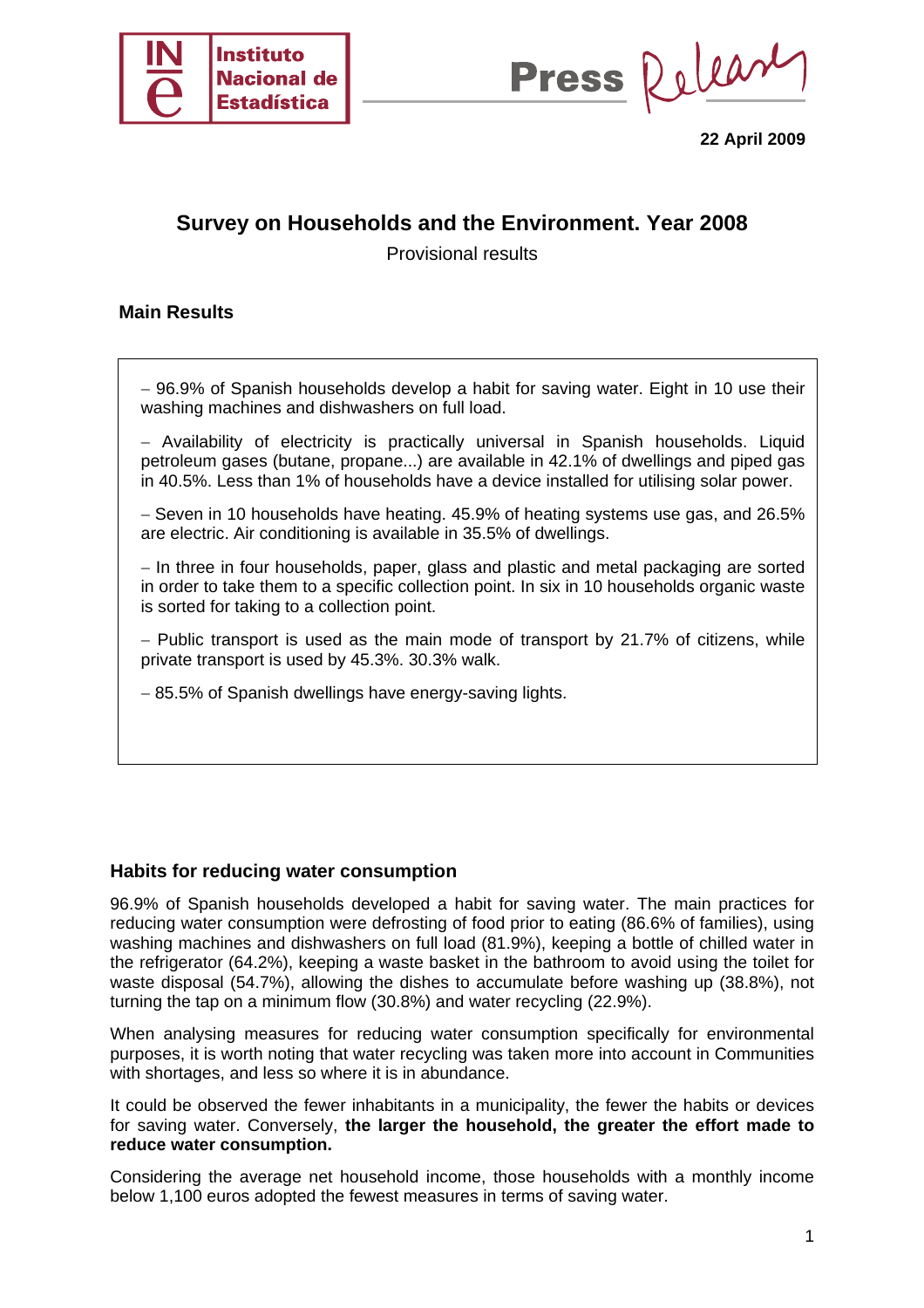Instituto Nacional de Estadística

Press Release

**22 April 2009**

# Survey on Households and the Environment. Year 2008

Provisional results

## Main Results

– 96.9% of Spanish households develop a habit for saving water. Eight in 10 use their washing machines and dishwashers on full load.

– Availability of electricity is practically universal in Spanish households. Liquid petroleum gases (butane, propane...) are available in 42.1% of dwellings and piped gas in 40.5%. Less than 1% of households have a device installed for utilising solar power.

– Seven in 10 households have heating. 45.9% of heating systems use gas, and 26.5% are electric. Air conditioning is available in 35.5% of dwellings.

– In three in four households, paper, glass and plastic and metal packaging are sorted in order to take them to a specific collection point. In six in 10 households organic waste is sorted for taking to a collection point.

– Public transport is used as the main mode of transport by 21.7% of citizens, while private transport is used by 45.3%. 30.3% walk.

– 85.5% of Spanish dwellings have energy-saving lights.

## Habits for reducing water consumption

96.9% of Spanish households developed a habit for saving water. The main practices for reducing water consumption were defrosting of food prior to eating (86.6% of families), using washing machines and dishwashers on full load (81.9%), keeping a bottle of chilled water in the refrigerator (64.2%), keeping a waste basket in the bathroom to avoid using the toilet for waste disposal (54.7%), allowing the dishes to accumulate before washing up (38.8%), not turning the tap on a minimum flow (30.8%) and water recycling (22.9%).

When analysing measures for reducing water consumption specifically for environmental purposes, it is worth noting that water recycling was taken more into account in Communities with shortages, and less so where it is in abundance.

It could be observed the fewer inhabitants in a municipality, the fewer the habits or devices for saving water. Conversely, **the larger the household, the greater the effort made to reduce water consumption.**

Considering the average net household income, those households with a monthly income below 1,100 euros adopted the fewest measures in terms of saving water.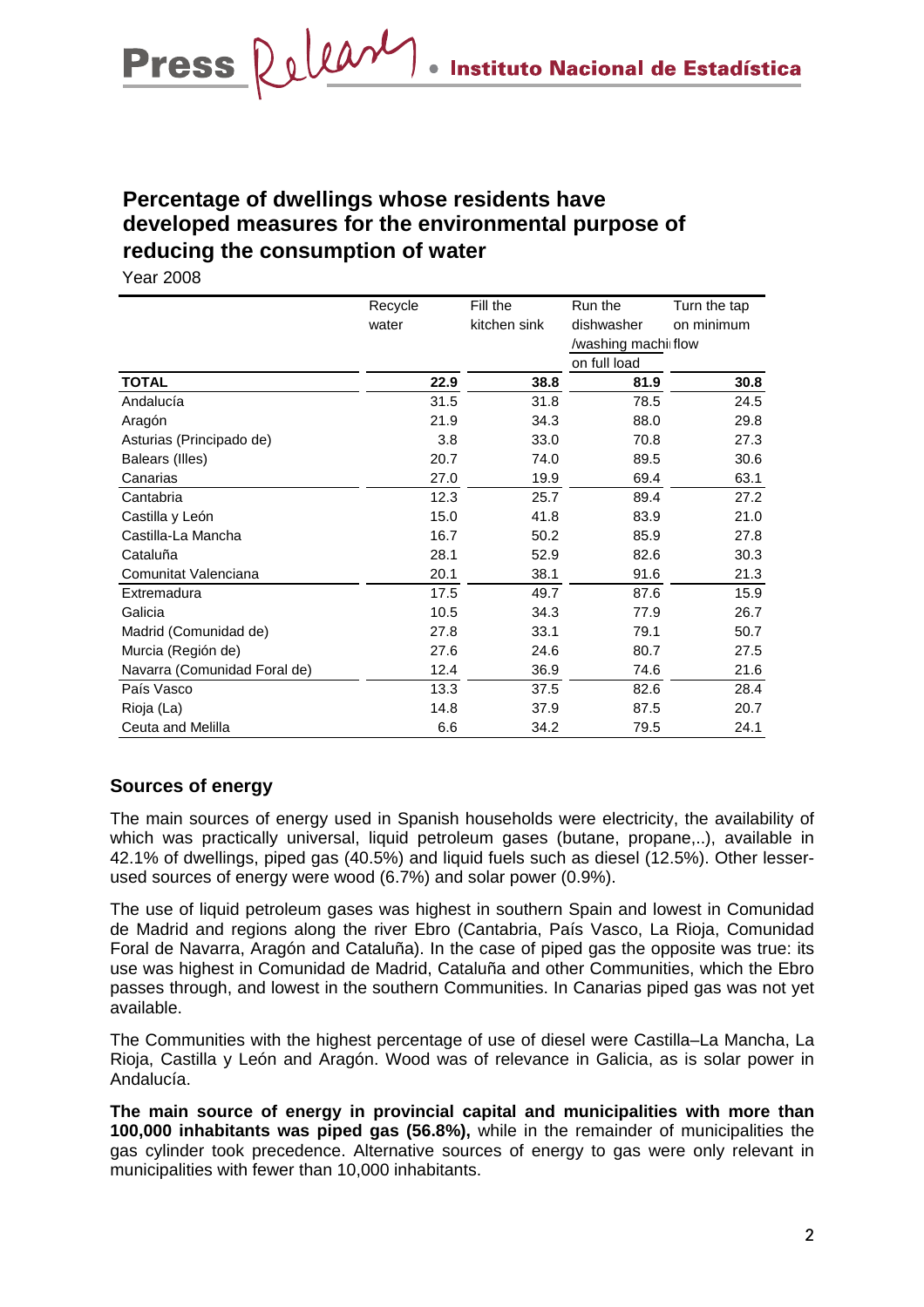## Percentage of dwellings whose residents have developed measures for the environmental purpose of reducing the consumption of water

Year 2008

| | Recycle water | Fill the kitchen sink | Run the dishwasher /washing machine on full load | Turn the tap on minimum flow |
|---|---|---|---|---|
| **TOTAL** | **22.9** | **38.8** | **81.9** | **30.8** |
| Andalucía | 31.5 | 31.8 | 78.5 | 24.5 |
| Aragón | 21.9 | 34.3 | 88.0 | 29.8 |
| Asturias (Principado de) | 3.8 | 33.0 | 70.8 | 27.3 |
| Balears (Illes) | 20.7 | 74.0 | 89.5 | 30.6 |
| Canarias | 27.0 | 19.9 | 69.4 | 63.1 |
| Cantabria | 12.3 | 25.7 | 89.4 | 27.2 |
| Castilla y León | 15.0 | 41.8 | 83.9 | 21.0 |
| Castilla-La Mancha | 16.7 | 50.2 | 85.9 | 27.8 |
| Cataluña | 28.1 | 52.9 | 82.6 | 30.3 |
| Comunitat Valenciana | 20.1 | 38.1 | 91.6 | 21.3 |
| Extremadura | 17.5 | 49.7 | 87.6 | 15.9 |
| Galicia | 10.5 | 34.3 | 77.9 | 26.7 |
| Madrid (Comunidad de) | 27.8 | 33.1 | 79.1 | 50.7 |
| Murcia (Región de) | 27.6 | 24.6 | 80.7 | 27.5 |
| Navarra (Comunidad Foral de) | 12.4 | 36.9 | 74.6 | 21.6 |
| País Vasco | 13.3 | 37.5 | 82.6 | 28.4 |
| Rioja (La) | 14.8 | 37.9 | 87.5 | 20.7 |
| Ceuta and Melilla | 6.6 | 34.2 | 79.5 | 24.1 |

### Sources of energy

The main sources of energy used in Spanish households were electricity, the availability of which was practically universal, liquid petroleum gases (butane, propane,..), available in 42.1% of dwellings, piped gas (40.5%) and liquid fuels such as diesel (12.5%). Other lesser-used sources of energy were wood (6.7%) and solar power (0.9%).

The use of liquid petroleum gases was highest in southern Spain and lowest in Comunidad de Madrid and regions along the river Ebro (Cantabria, País Vasco, La Rioja, Comunidad Foral de Navarra, Aragón and Cataluña). In the case of piped gas the opposite was true: its use was highest in Comunidad de Madrid, Cataluña and other Communities, which the Ebro passes through, and lowest in the southern Communities. In Canarias piped gas was not yet available.

The Communities with the highest percentage of use of diesel were Castilla–La Mancha, La Rioja, Castilla y León and Aragón. Wood was of relevance in Galicia, as is solar power in Andalucía.

**The main source of energy in provincial capital and municipalities with more than 100,000 inhabitants was piped gas (56.8%),** while in the remainder of municipalities the gas cylinder took precedence. Alternative sources of energy to gas were only relevant in municipalities with fewer than 10,000 inhabitants.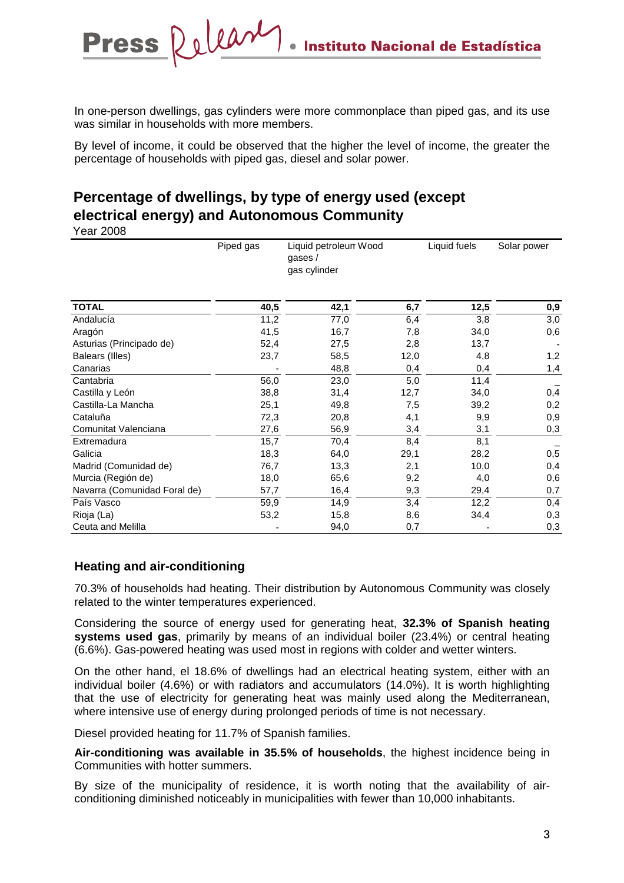In one-person dwellings, gas cylinders were more commonplace than piped gas, and its use was similar in households with more members.

By level of income, it could be observed that the higher the level of income, the greater the percentage of households with piped gas, diesel and solar power.

## Percentage of dwellings, by type of energy used (except electrical energy) and Autonomous Community

Year 2008

| | Piped gas | Liquid petroleum gases / gas cylinder | Wood | Liquid fuels | Solar power |
|---|---|---|---|---|---|
| **TOTAL** | **40,5** | **42,1** | **6,7** | **12,5** | **0,9** |
| Andalucía | 11,2 | 77,0 | 6,4 | 3,8 | 3,0 |
| Aragón | 41,5 | 16,7 | 7,8 | 34,0 | 0,6 |
| Asturias (Principado de) | 52,4 | 27,5 | 2,8 | 13,7 | - |
| Balears (Illes) | 23,7 | 58,5 | 12,0 | 4,8 | 1,2 |
| Canarias | - | 48,8 | 0,4 | 0,4 | 1,4 |
| Cantabria | 56,0 | 23,0 | 5,0 | 11,4 | _ |
| Castilla y León | 38,8 | 31,4 | 12,7 | 34,0 | 0,4 |
| Castilla-La Mancha | 25,1 | 49,8 | 7,5 | 39,2 | 0,2 |
| Cataluña | 72,3 | 20,8 | 4,1 | 9,9 | 0,9 |
| Comunitat Valenciana | 27,6 | 56,9 | 3,4 | 3,1 | 0,3 |
| Extremadura | 15,7 | 70,4 | 8,4 | 8,1 | _ |
| Galicia | 18,3 | 64,0 | 29,1 | 28,2 | 0,5 |
| Madrid (Comunidad de) | 76,7 | 13,3 | 2,1 | 10,0 | 0,4 |
| Murcia (Región de) | 18,0 | 65,6 | 9,2 | 4,0 | 0,6 |
| Navarra (Comunidad Foral de) | 57,7 | 16,4 | 9,3 | 29,4 | 0,7 |
| País Vasco | 59,9 | 14,9 | 3,4 | 12,2 | 0,4 |
| Rioja (La) | 53,2 | 15,8 | 8,6 | 34,4 | 0,3 |
| Ceuta and Melilla | - | 94,0 | 0,7 | - | 0,3 |

### Heating and air-conditioning

70.3% of households had heating. Their distribution by Autonomous Community was closely related to the winter temperatures experienced.

Considering the source of energy used for generating heat, **32.3% of Spanish heating systems used gas**, primarily by means of an individual boiler (23.4%) or central heating (6.6%). Gas-powered heating was used most in regions with colder and wetter winters.

On the other hand, el 18.6% of dwellings had an electrical heating system, either with an individual boiler (4.6%) or with radiators and accumulators (14.0%). It is worth highlighting that the use of electricity for generating heat was mainly used along the Mediterranean, where intensive use of energy during prolonged periods of time is not necessary.

Diesel provided heating for 11.7% of Spanish families.

**Air-conditioning was available in 35.5% of households**, the highest incidence being in Communities with hotter summers.

By size of the municipality of residence, it is worth noting that the availability of air-conditioning diminished noticeably in municipalities with fewer than 10,000 inhabitants.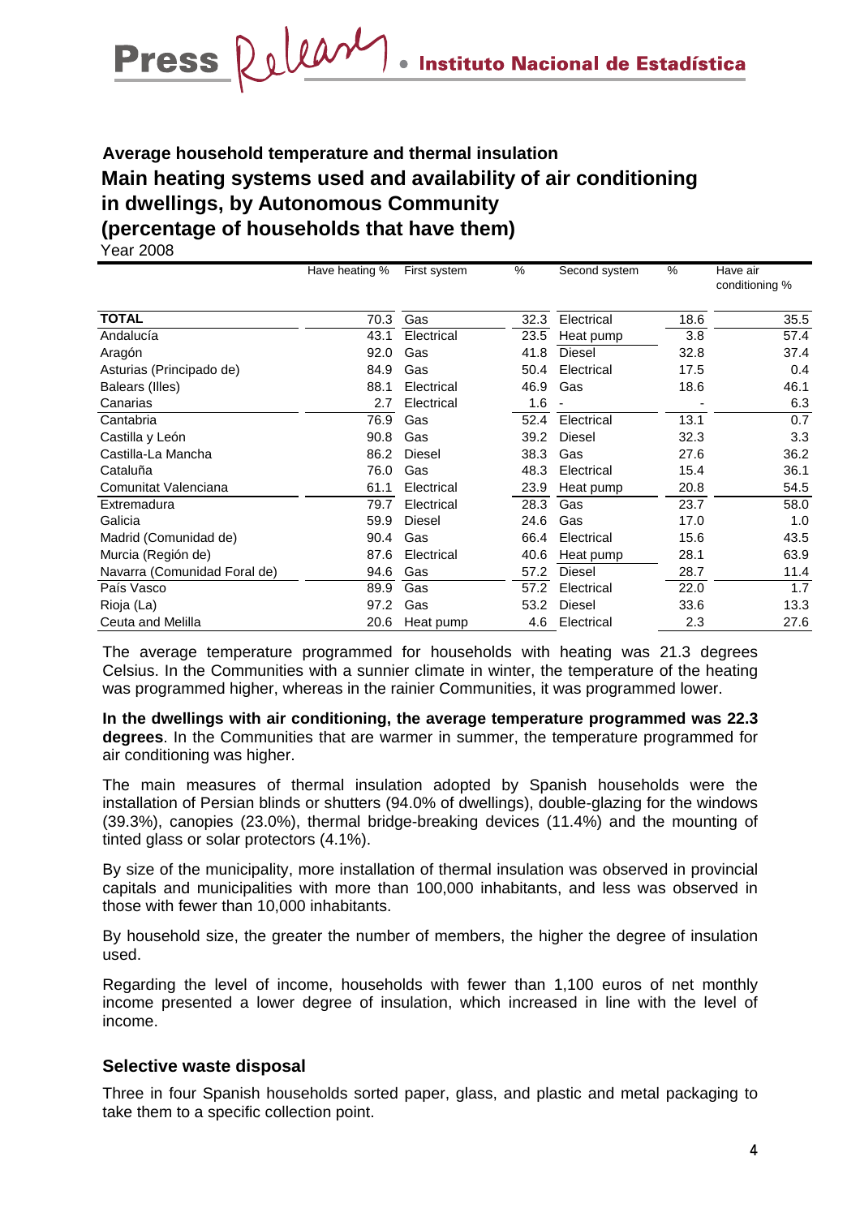### Average household temperature and thermal insulation

## Main heating systems used and availability of air conditioning in dwellings, by Autonomous Community (percentage of households that have them)

Year 2008

| | Have heating % | First system | % | Second system | % | Have air conditioning % |
|---|---|---|---|---|---|---|
| **TOTAL** | 70.3 | Gas | 32.3 | Electrical | 18.6 | 35.5 |
| Andalucía | 43.1 | Electrical | 23.5 | Heat pump | 3.8 | 57.4 |
| Aragón | 92.0 | Gas | 41.8 | Diesel | 32.8 | 37.4 |
| Asturias (Principado de) | 84.9 | Gas | 50.4 | Electrical | 17.5 | 0.4 |
| Balears (Illes) | 88.1 | Electrical | 46.9 | Gas | 18.6 | 46.1 |
| Canarias | 2.7 | Electrical | 1.6 | - | - | 6.3 |
| Cantabria | 76.9 | Gas | 52.4 | Electrical | 13.1 | 0.7 |
| Castilla y León | 90.8 | Gas | 39.2 | Diesel | 32.3 | 3.3 |
| Castilla-La Mancha | 86.2 | Diesel | 38.3 | Gas | 27.6 | 36.2 |
| Cataluña | 76.0 | Gas | 48.3 | Electrical | 15.4 | 36.1 |
| Comunitat Valenciana | 61.1 | Electrical | 23.9 | Heat pump | 20.8 | 54.5 |
| Extremadura | 79.7 | Electrical | 28.3 | Gas | 23.7 | 58.0 |
| Galicia | 59.9 | Diesel | 24.6 | Gas | 17.0 | 1.0 |
| Madrid (Comunidad de) | 90.4 | Gas | 66.4 | Electrical | 15.6 | 43.5 |
| Murcia (Región de) | 87.6 | Electrical | 40.6 | Heat pump | 28.1 | 63.9 |
| Navarra (Comunidad Foral de) | 94.6 | Gas | 57.2 | Diesel | 28.7 | 11.4 |
| País Vasco | 89.9 | Gas | 57.2 | Electrical | 22.0 | 1.7 |
| Rioja (La) | 97.2 | Gas | 53.2 | Diesel | 33.6 | 13.3 |
| Ceuta and Melilla | 20.6 | Heat pump | 4.6 | Electrical | 2.3 | 27.6 |

The average temperature programmed for households with heating was 21.3 degrees Celsius. In the Communities with a sunnier climate in winter, the temperature of the heating was programmed higher, whereas in the rainier Communities, it was programmed lower.

**In the dwellings with air conditioning, the average temperature programmed was 22.3 degrees**. In the Communities that are warmer in summer, the temperature programmed for air conditioning was higher.

The main measures of thermal insulation adopted by Spanish households were the installation of Persian blinds or shutters (94.0% of dwellings), double-glazing for the windows (39.3%), canopies (23.0%), thermal bridge-breaking devices (11.4%) and the mounting of tinted glass or solar protectors (4.1%).

By size of the municipality, more installation of thermal insulation was observed in provincial capitals and municipalities with more than 100,000 inhabitants, and less was observed in those with fewer than 10,000 inhabitants.

By household size, the greater the number of members, the higher the degree of insulation used.

Regarding the level of income, households with fewer than 1,100 euros of net monthly income presented a lower degree of insulation, which increased in line with the level of income.

### Selective waste disposal

Three in four Spanish households sorted paper, glass, and plastic and metal packaging to take them to a specific collection point.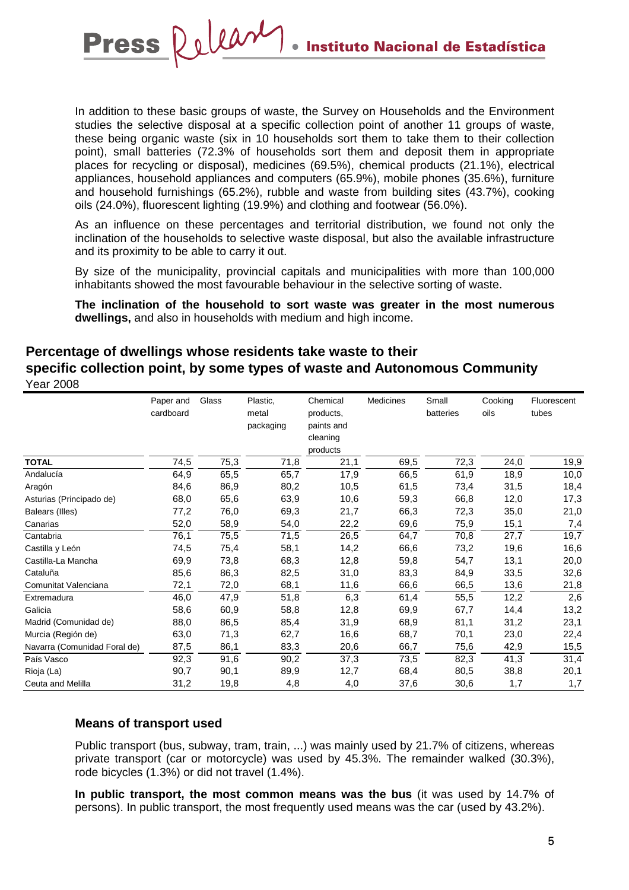In addition to these basic groups of waste, the Survey on Households and the Environment studies the selective disposal at a specific collection point of another 11 groups of waste, these being organic waste (six in 10 households sort them to take them to their collection point), small batteries (72.3% of households sort them and deposit them in appropriate places for recycling or disposal), medicines (69.5%), chemical products (21.1%), electrical appliances, household appliances and computers (65.9%), mobile phones (35.6%), furniture and household furnishings (65.2%), rubble and waste from building sites (43.7%), cooking oils (24.0%), fluorescent lighting (19.9%) and clothing and footwear (56.0%).

As an influence on these percentages and territorial distribution, we found not only the inclination of the households to selective waste disposal, but also the available infrastructure and its proximity to be able to carry it out.

By size of the municipality, provincial capitals and municipalities with more than 100,000 inhabitants showed the most favourable behaviour in the selective sorting of waste.

**The inclination of the household to sort waste was greater in the most numerous dwellings,** and also in households with medium and high income.

## Percentage of dwellings whose residents take waste to their specific collection point, by some types of waste and Autonomous Community

Year 2008

| | Paper and cardboard | Glass | Plastic, metal packaging | Chemical products, paints and cleaning products | Medicines | Small batteries | Cooking oils | Fluorescent tubes |
|---|---|---|---|---|---|---|---|---|
| **TOTAL** | 74,5 | 75,3 | 71,8 | 21,1 | 69,5 | 72,3 | 24,0 | 19,9 |
| Andalucía | 64,9 | 65,5 | 65,7 | 17,9 | 66,5 | 61,9 | 18,9 | 10,0 |
| Aragón | 84,6 | 86,9 | 80,2 | 10,5 | 61,5 | 73,4 | 31,5 | 18,4 |
| Asturias (Principado de) | 68,0 | 65,6 | 63,9 | 10,6 | 59,3 | 66,8 | 12,0 | 17,3 |
| Balears (Illes) | 77,2 | 76,0 | 69,3 | 21,7 | 66,3 | 72,3 | 35,0 | 21,0 |
| Canarias | 52,0 | 58,9 | 54,0 | 22,2 | 69,6 | 75,9 | 15,1 | 7,4 |
| Cantabria | 76,1 | 75,5 | 71,5 | 26,5 | 64,7 | 70,8 | 27,7 | 19,7 |
| Castilla y León | 74,5 | 75,4 | 58,1 | 14,2 | 66,6 | 73,2 | 19,6 | 16,6 |
| Castilla-La Mancha | 69,9 | 73,8 | 68,3 | 12,8 | 59,8 | 54,7 | 13,1 | 20,0 |
| Cataluña | 85,6 | 86,3 | 82,5 | 31,0 | 83,3 | 84,9 | 33,5 | 32,6 |
| Comunitat Valenciana | 72,1 | 72,0 | 68,1 | 11,6 | 66,6 | 66,5 | 13,6 | 21,8 |
| Extremadura | 46,0 | 47,9 | 51,8 | 6,3 | 61,4 | 55,5 | 12,2 | 2,6 |
| Galicia | 58,6 | 60,9 | 58,8 | 12,8 | 69,9 | 67,7 | 14,4 | 13,2 |
| Madrid (Comunidad de) | 88,0 | 86,5 | 85,4 | 31,9 | 68,9 | 81,1 | 31,2 | 23,1 |
| Murcia (Región de) | 63,0 | 71,3 | 62,7 | 16,6 | 68,7 | 70,1 | 23,0 | 22,4 |
| Navarra (Comunidad Foral de) | 87,5 | 86,1 | 83,3 | 20,6 | 66,7 | 75,6 | 42,9 | 15,5 |
| País Vasco | 92,3 | 91,6 | 90,2 | 37,3 | 73,5 | 82,3 | 41,3 | 31,4 |
| Rioja (La) | 90,7 | 90,1 | 89,9 | 12,7 | 68,4 | 80,5 | 38,8 | 20,1 |
| Ceuta and Melilla | 31,2 | 19,8 | 4,8 | 4,0 | 37,6 | 30,6 | 1,7 | 1,7 |

### Means of transport used

Public transport (bus, subway, tram, train, ...) was mainly used by 21.7% of citizens, whereas private transport (car or motorcycle) was used by 45.3%. The remainder walked (30.3%), rode bicycles (1.3%) or did not travel (1.4%).

**In public transport, the most common means was the bus** (it was used by 14.7% of persons). In public transport, the most frequently used means was the car (used by 43.2%).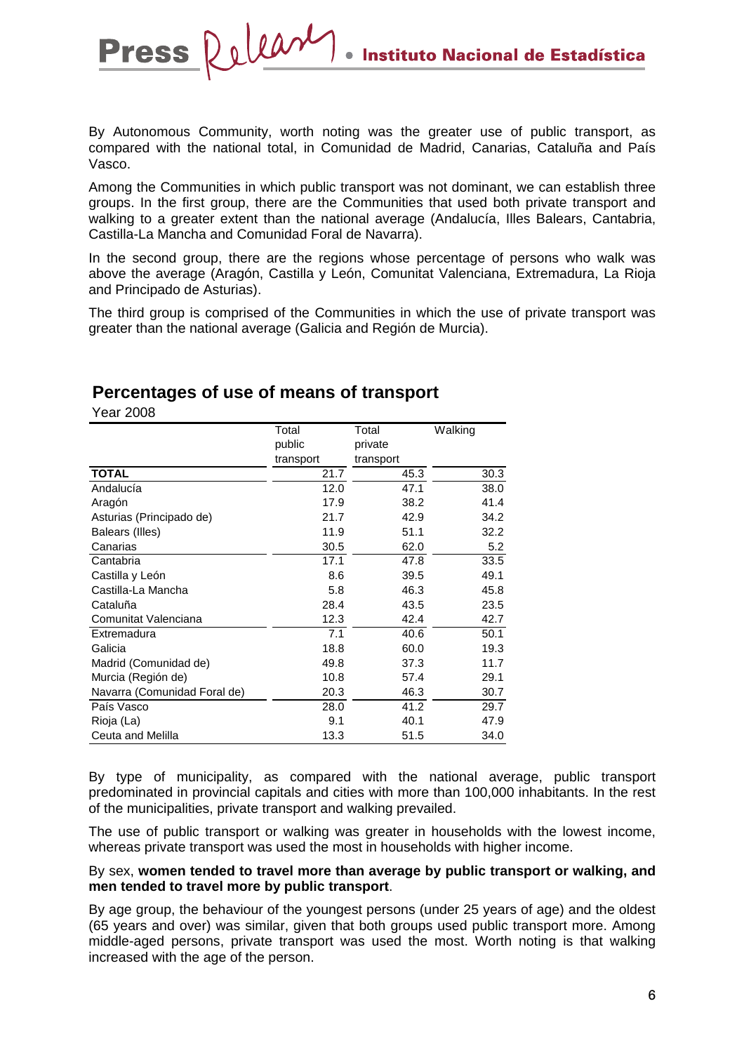By Autonomous Community, worth noting was the greater use of public transport, as compared with the national total, in Comunidad de Madrid, Canarias, Cataluña and País Vasco.

Among the Communities in which public transport was not dominant, we can establish three groups. In the first group, there are the Communities that used both private transport and walking to a greater extent than the national average (Andalucía, Illes Balears, Cantabria, Castilla-La Mancha and Comunidad Foral de Navarra).

In the second group, there are the regions whose percentage of persons who walk was above the average (Aragón, Castilla y León, Comunitat Valenciana, Extremadura, La Rioja and Principado de Asturias).

The third group is comprised of the Communities in which the use of private transport was greater than the national average (Galicia and Región de Murcia).

## Percentages of use of means of transport

Year 2008

| | Total public transport | Total private transport | Walking |
|---|---|---|---|
| **TOTAL** | 21.7 | 45.3 | 30.3 |
| Andalucía | 12.0 | 47.1 | 38.0 |
| Aragón | 17.9 | 38.2 | 41.4 |
| Asturias (Principado de) | 21.7 | 42.9 | 34.2 |
| Balears (Illes) | 11.9 | 51.1 | 32.2 |
| Canarias | 30.5 | 62.0 | 5.2 |
| Cantabria | 17.1 | 47.8 | 33.5 |
| Castilla y León | 8.6 | 39.5 | 49.1 |
| Castilla-La Mancha | 5.8 | 46.3 | 45.8 |
| Cataluña | 28.4 | 43.5 | 23.5 |
| Comunitat Valenciana | 12.3 | 42.4 | 42.7 |
| Extremadura | 7.1 | 40.6 | 50.1 |
| Galicia | 18.8 | 60.0 | 19.3 |
| Madrid (Comunidad de) | 49.8 | 37.3 | 11.7 |
| Murcia (Región de) | 10.8 | 57.4 | 29.1 |
| Navarra (Comunidad Foral de) | 20.3 | 46.3 | 30.7 |
| País Vasco | 28.0 | 41.2 | 29.7 |
| Rioja (La) | 9.1 | 40.1 | 47.9 |
| Ceuta and Melilla | 13.3 | 51.5 | 34.0 |

By type of municipality, as compared with the national average, public transport predominated in provincial capitals and cities with more than 100,000 inhabitants. In the rest of the municipalities, private transport and walking prevailed.

The use of public transport or walking was greater in households with the lowest income, whereas private transport was used the most in households with higher income.

By sex, **women tended to travel more than average by public transport or walking, and men tended to travel more by public transport**.

By age group, the behaviour of the youngest persons (under 25 years of age) and the oldest (65 years and over) was similar, given that both groups used public transport more. Among middle-aged persons, private transport was used the most. Worth noting is that walking increased with the age of the person.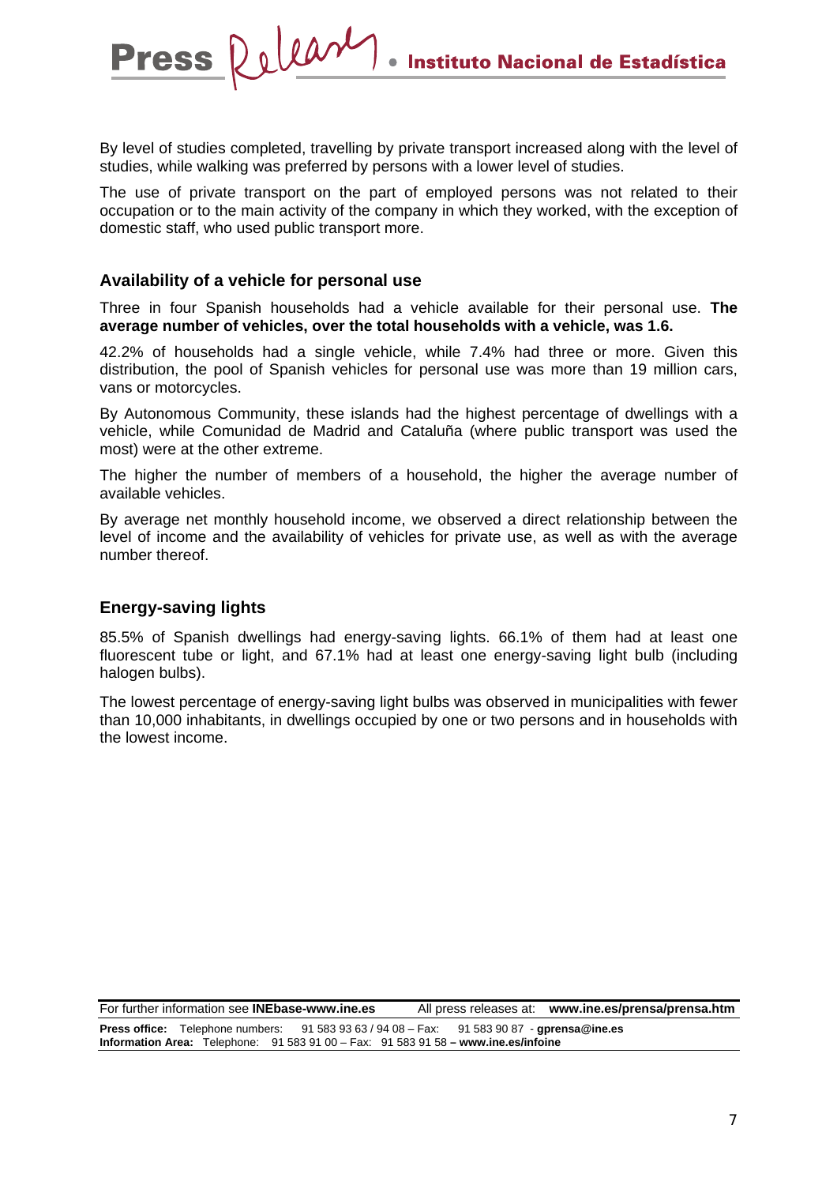By level of studies completed, travelling by private transport increased along with the level of studies, while walking was preferred by persons with a lower level of studies.

The use of private transport on the part of employed persons was not related to their occupation or to the main activity of the company in which they worked, with the exception of domestic staff, who used public transport more.

### Availability of a vehicle for personal use

Three in four Spanish households had a vehicle available for their personal use. **The average number of vehicles, over the total households with a vehicle, was 1.6.**

42.2% of households had a single vehicle, while 7.4% had three or more. Given this distribution, the pool of Spanish vehicles for personal use was more than 19 million cars, vans or motorcycles.

By Autonomous Community, these islands had the highest percentage of dwellings with a vehicle, while Comunidad de Madrid and Cataluña (where public transport was used the most) were at the other extreme.

The higher the number of members of a household, the higher the average number of available vehicles.

By average net monthly household income, we observed a direct relationship between the level of income and the availability of vehicles for private use, as well as with the average number thereof.

### Energy-saving lights

85.5% of Spanish dwellings had energy-saving lights. 66.1% of them had at least one fluorescent tube or light, and 67.1% had at least one energy-saving light bulb (including halogen bulbs).

The lowest percentage of energy-saving light bulbs was observed in municipalities with fewer than 10,000 inhabitants, in dwellings occupied by one or two persons and in households with the lowest income.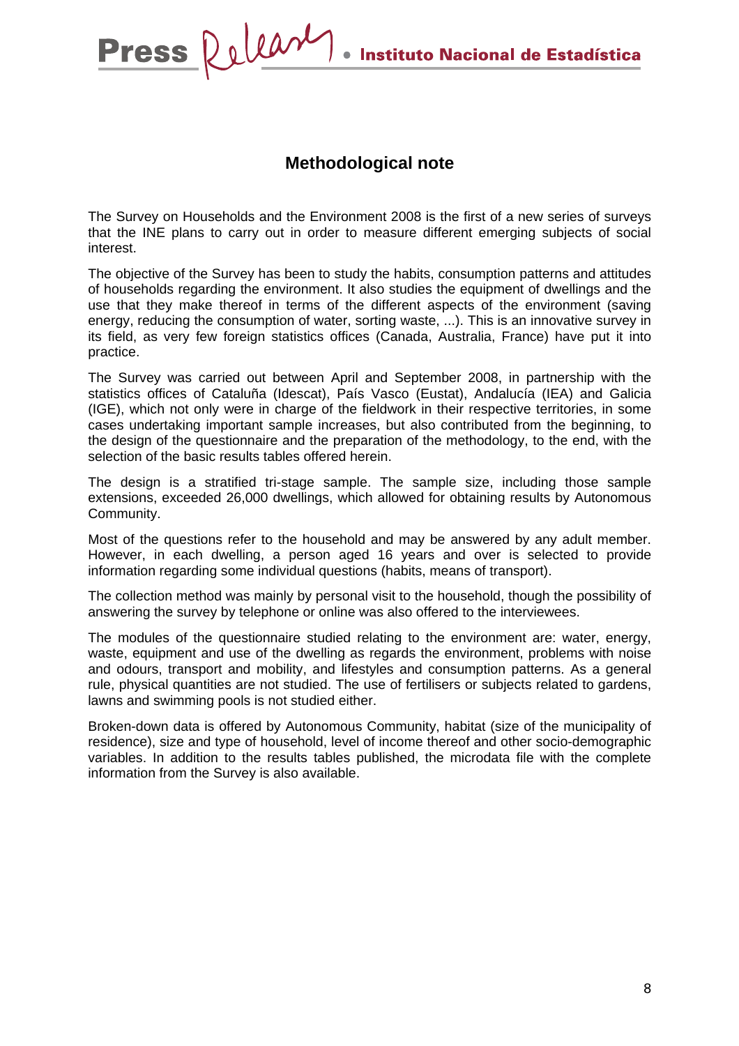## Methodological note

The Survey on Households and the Environment 2008 is the first of a new series of surveys that the INE plans to carry out in order to measure different emerging subjects of social interest.

The objective of the Survey has been to study the habits, consumption patterns and attitudes of households regarding the environment. It also studies the equipment of dwellings and the use that they make thereof in terms of the different aspects of the environment (saving energy, reducing the consumption of water, sorting waste, ...). This is an innovative survey in its field, as very few foreign statistics offices (Canada, Australia, France) have put it into practice.

The Survey was carried out between April and September 2008, in partnership with the statistics offices of Cataluña (Idescat), País Vasco (Eustat), Andalucía (IEA) and Galicia (IGE), which not only were in charge of the fieldwork in their respective territories, in some cases undertaking important sample increases, but also contributed from the beginning, to the design of the questionnaire and the preparation of the methodology, to the end, with the selection of the basic results tables offered herein.

The design is a stratified tri-stage sample. The sample size, including those sample extensions, exceeded 26,000 dwellings, which allowed for obtaining results by Autonomous Community.

Most of the questions refer to the household and may be answered by any adult member. However, in each dwelling, a person aged 16 years and over is selected to provide information regarding some individual questions (habits, means of transport).

The collection method was mainly by personal visit to the household, though the possibility of answering the survey by telephone or online was also offered to the interviewees.

The modules of the questionnaire studied relating to the environment are: water, energy, waste, equipment and use of the dwelling as regards the environment, problems with noise and odours, transport and mobility, and lifestyles and consumption patterns. As a general rule, physical quantities are not studied. The use of fertilisers or subjects related to gardens, lawns and swimming pools is not studied either.

Broken-down data is offered by Autonomous Community, habitat (size of the municipality of residence), size and type of household, level of income thereof and other socio-demographic variables. In addition to the results tables published, the microdata file with the complete information from the Survey is also available.